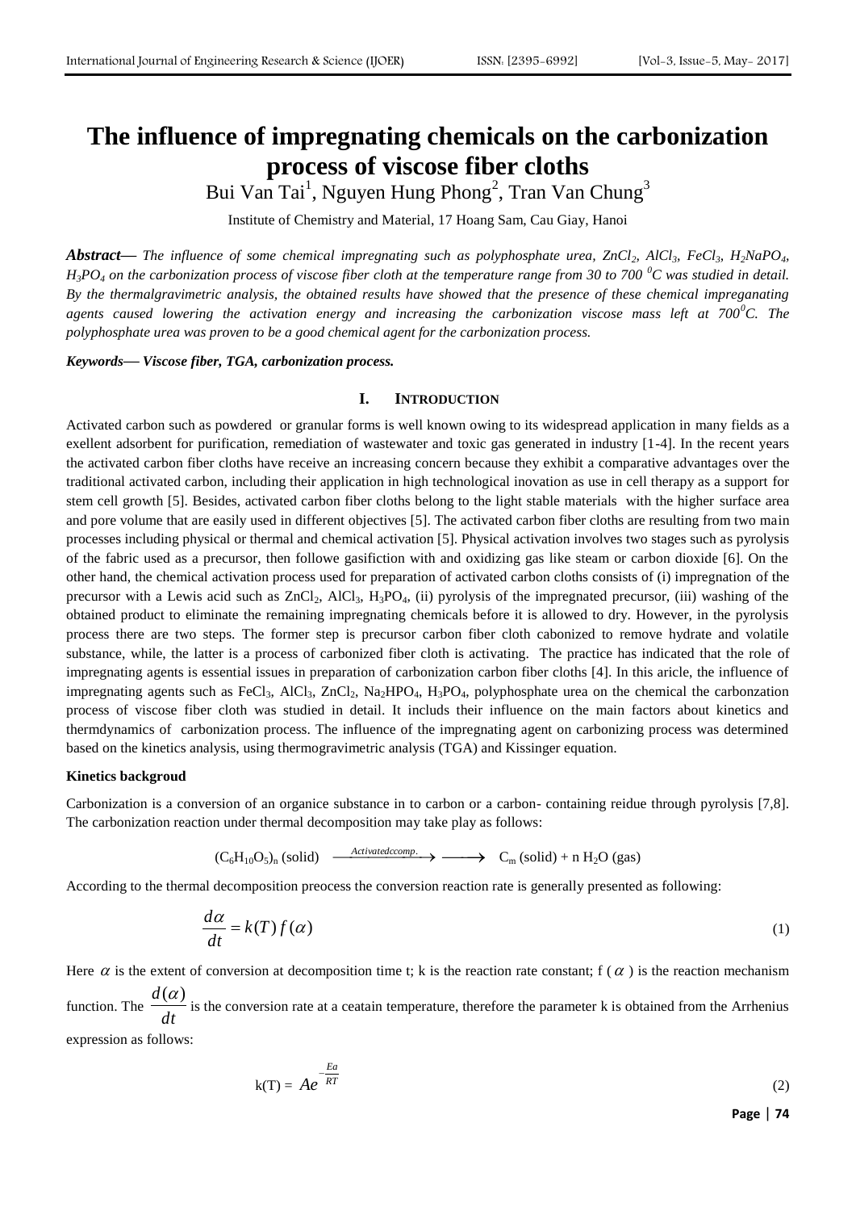# The influence of impregnating chemicals on the carbonization process of viscose fiber cloths

Bui Van Tai[1], Nguyen Hung Phong[2], Tran Van Chung[3]

Institute of Chemistry and Material, 17 Hoang Sam, Cau Giay, Hanoi

***Abstract***— *The influence of some chemical impregnating such as polyphosphate urea, $ZnCl_2$, $AlCl_3$, $FeCl_3$, $H_2NaPO_4$, $H_3PO_4$ on the carbonization process of viscose fiber cloth at the temperature range from 30 to 700 $^0C$ was studied in detail. By the thermalgravimetric analysis, the obtained results have showed that the presence of these chemical impreganating agents caused lowering the activation energy and increasing the carbonization viscose mass left at 700$^0$C. The polyphosphate urea was proven to be a good chemical agent for the carbonization process.*

***Keywords***— ***Viscose fiber, TGA, carbonization process.***

## I. INTRODUCTION

Activated carbon such as powdered or granular forms is well known owing to its widespread application in many fields as a exellent adsorbent for purification, remediation of wastewater and toxic gas generated in industry [1-4]. In the recent years the activated carbon fiber cloths have receive an increasing concern because they exhibit a comparative advantages over the traditional activated carbon, including their application in high technological inovation as use in cell therapy as a support for stem cell growth [5]. Besides, activated carbon fiber cloths belong to the light stable materials with the higher surface area and pore volume that are easily used in different objectives [5]. The activated carbon fiber cloths are resulting from two main processes including physical or thermal and chemical activation [5]. Physical activation involves two stages such as pyrolysis of the fabric used as a precursor, then followe gasifiction with and oxidizing gas like steam or carbon dioxide [6]. On the other hand, the chemical activation process used for preparation of activated carbon cloths consists of (i) impregnation of the precursor with a Lewis acid such as $ZnCl_2$, $AlCl_3$, $H_3PO_4$, (ii) pyrolysis of the impregnated precursor, (iii) washing of the obtained product to eliminate the remaining impregnating chemicals before it is allowed to dry. However, in the pyrolysis process there are two steps. The former step is precursor carbon fiber cloth cabonized to remove hydrate and volatile substance, while, the latter is a process of carbonized fiber cloth is activating. The practice has indicated that the role of impregnating agents is essential issues in preparation of carbonization carbon fiber cloths [4]. In this aricle, the influence of impregnating agents such as $FeCl_3$, $AlCl_3$, $ZnCl_2$, $Na_2HPO_4$, $H_3PO_4$, polyphosphate urea on the chemical the carbonzation process of viscose fiber cloth was studied in detail. It includs their influence on the main factors about kinetics and thermdynamics of carbonization process. The influence of the impregnating agent on carbonizing process was determined based on the kinetics analysis, using thermogravimetric analysis (TGA) and Kissinger equation.

### Kinetics backgroud

Carbonization is a conversion of an organice substance in to carbon or a carbon- containing reidue through pyrolysis [7,8]. The carbonization reaction under thermal decomposition may take play as follows:

$$(C_6H_{10}O_5)_n \text{ (solid)} \xrightarrow{Activatedccomp.} C_m \text{ (solid)} + n\, H_2O \text{ (gas)}$$

According to the thermal decomposition preocess the conversion reaction rate is generally presented as following:

$$\frac{d\alpha}{dt} = k(T) f(\alpha) \tag{1}$$

Here $\alpha$ is the extent of conversion at decomposition time t; k is the reaction rate constant; f ( $\alpha$ ) is the reaction mechanism function. The $\frac{d(\alpha)}{dt}$ is the conversion rate at a ceatain temperature, therefore the parameter k is obtained from the Arrhenius expression as follows:

$$k(T) = Ae^{-\frac{Ea}{RT}} \tag{2}$$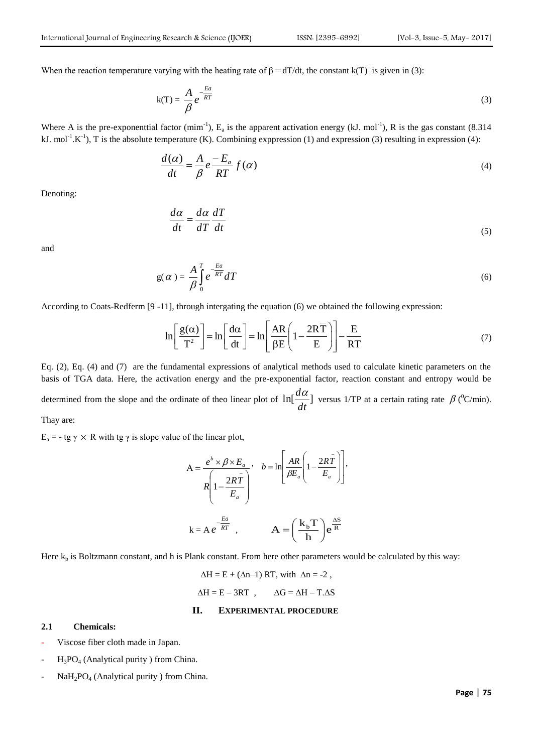When the reaction temperature varying with the heating rate of $\beta = dT/dt$, the constant k(T) is given in (3):

$$k(T) = \frac{A}{\beta} e^{-\frac{Ea}{RT}} \tag{3}$$

Where A is the pre-exponenttial factor ($mim^{-1}$), $E_a$ is the apparent activation energy ($kJ.\ mol^{-1}$), R is the gas constant (8.314 $kJ.\ mol^{-1}.K^{-1}$), T is the absolute temperature (K). Combining exppression (1) and expression (3) resulting in expression (4):

$$\frac{d(\alpha)}{dt} = \frac{A}{\beta} e \frac{-E_a}{RT} f(\alpha) \tag{4}$$

Denoting:

$$\frac{d\alpha}{dt} = \frac{d\alpha}{dT}\frac{dT}{dt} \tag{5}$$

and

$$g(\alpha) = \frac{A}{\beta}\int_0^T e^{-\frac{Ea}{RT}} dT \tag{6}$$

According to Coats-Redferm [9 -11], through intergating the equation (6) we obtained the following expression:

$$\ln\left[\frac{g(\alpha)}{T^2}\right] = \ln\left[\frac{d\alpha}{dt}\right] = \ln\left[\frac{AR}{\beta E}\left(1 - \frac{2R\overline{T}}{E}\right)\right] - \frac{E}{RT} \tag{7}$$

Eq. (2), Eq. (4) and (7) are the fundamental expressions of analytical methods used to calculate kinetic parameters on the basis of TGA data. Here, the activation energy and the pre-exponential factor, reaction constant and entropy would be determined from the slope and the ordinate of theo linear plot of $\ln[\frac{d\alpha}{dt}]$ versus 1/TP at a certain rating rate $\beta$ ($^0C/min$). Thay are:

$E_a = -\ tg\ \gamma \times R$ with $tg\ \gamma$ is slope value of the linear plot,

$$A = \frac{e^b \times \beta \times E_a}{R\left(1 - \frac{2R\overline{T}}{E_a}\right)}, \quad b = \ln\left[\frac{AR}{\beta E_a}\left(1 - \frac{2R\overline{T}}{E_a}\right)\right],$$

$$k = A\, e^{-\frac{Ea}{RT}}, \qquad A = \left(\frac{k_b T}{h}\right) e^{\frac{\Delta S}{R}}$$

Here $k_b$ is Boltzmann constant, and h is Plank constant. From here other parameters would be calculated by this way:

$$\Delta H = E + (\Delta n - 1)\, RT, \text{ with } \Delta n = -2,$$

$$\Delta H = E - 3RT, \qquad \Delta G = \Delta H - T.\Delta S$$

## II. EXPERIMENTAL PROCEDURE

### 2.1 Chemicals:

- Viscose fiber cloth made in Japan.
- $H_3PO_4$ (Analytical purity ) from China.
- $NaH_2PO_4$ (Analytical purity ) from China.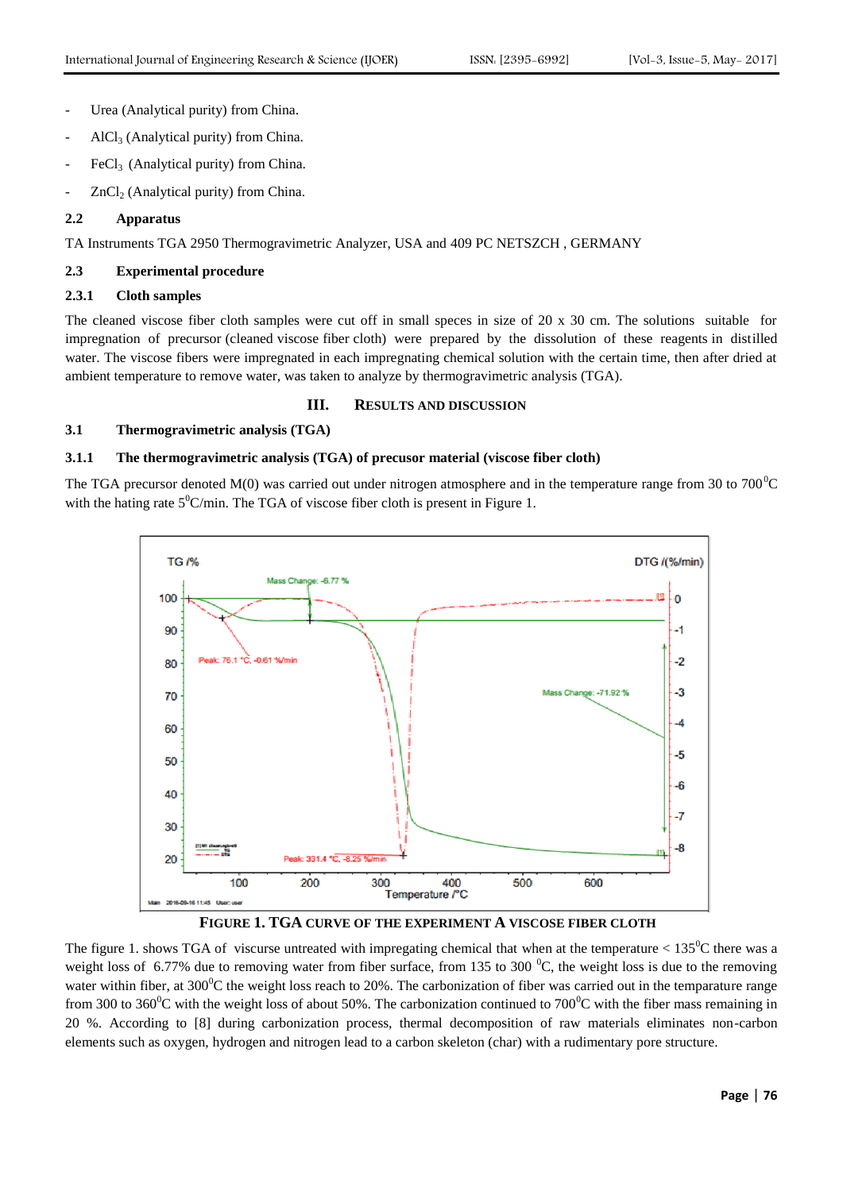- Urea (Analytical purity) from China.
- $AlCl_3$ (Analytical purity) from China.
- $FeCl_3$ (Analytical purity) from China.
- $ZnCl_2$ (Analytical purity) from China.

### 2.2 Apparatus

TA Instruments TGA 2950 Thermogravimetric Analyzer, USA and 409 PC NETSZCH , GERMANY

### 2.3 Experimental procedure

#### 2.3.1 Cloth samples

The cleaned viscose fiber cloth samples were cut off in small speces in size of 20 x 30 cm. The solutions suitable for impregnation of precursor (cleaned viscose fiber cloth) were prepared by the dissolution of these reagents in distilled water. The viscose fibers were impregnated in each impregnating chemical solution with the certain time, then after dried at ambient temperature to remove water, was taken to analyze by thermogravimetric analysis (TGA).

## III. RESULTS AND DISCUSSION

### 3.1 Thermogravimetric analysis (TGA)

#### 3.1.1 The thermogravimetric analysis (TGA) of precusor material (viscose fiber cloth)

The TGA precursor denoted M(0) was carried out under nitrogen atmosphere and in the temperature range from 30 to 700$^0$C with the hating rate 5$^0$C/min. The TGA of viscose fiber cloth is present in Figure 1.

**FIGURE 1. TGA CURVE OF THE EXPERIMENT A VISCOSE FIBER CLOTH**

The figure 1. shows TGA of viscurse untreated with impregating chemical that when at the temperature < 135$^0$C there was a weight loss of 6.77% due to removing water from fiber surface, from 135 to 300 $^0$C, the weight loss is due to the removing water within fiber, at 300$^0$C the weight loss reach to 20%. The carbonization of fiber was carried out in the temparature range from 300 to 360$^0$C with the weight loss of about 50%. The carbonization continued to 700$^0$C with the fiber mass remaining in 20 %. According to [8] during carbonization process, thermal decomposition of raw materials eliminates non-carbon elements such as oxygen, hydrogen and nitrogen lead to a carbon skeleton (char) with a rudimentary pore structure.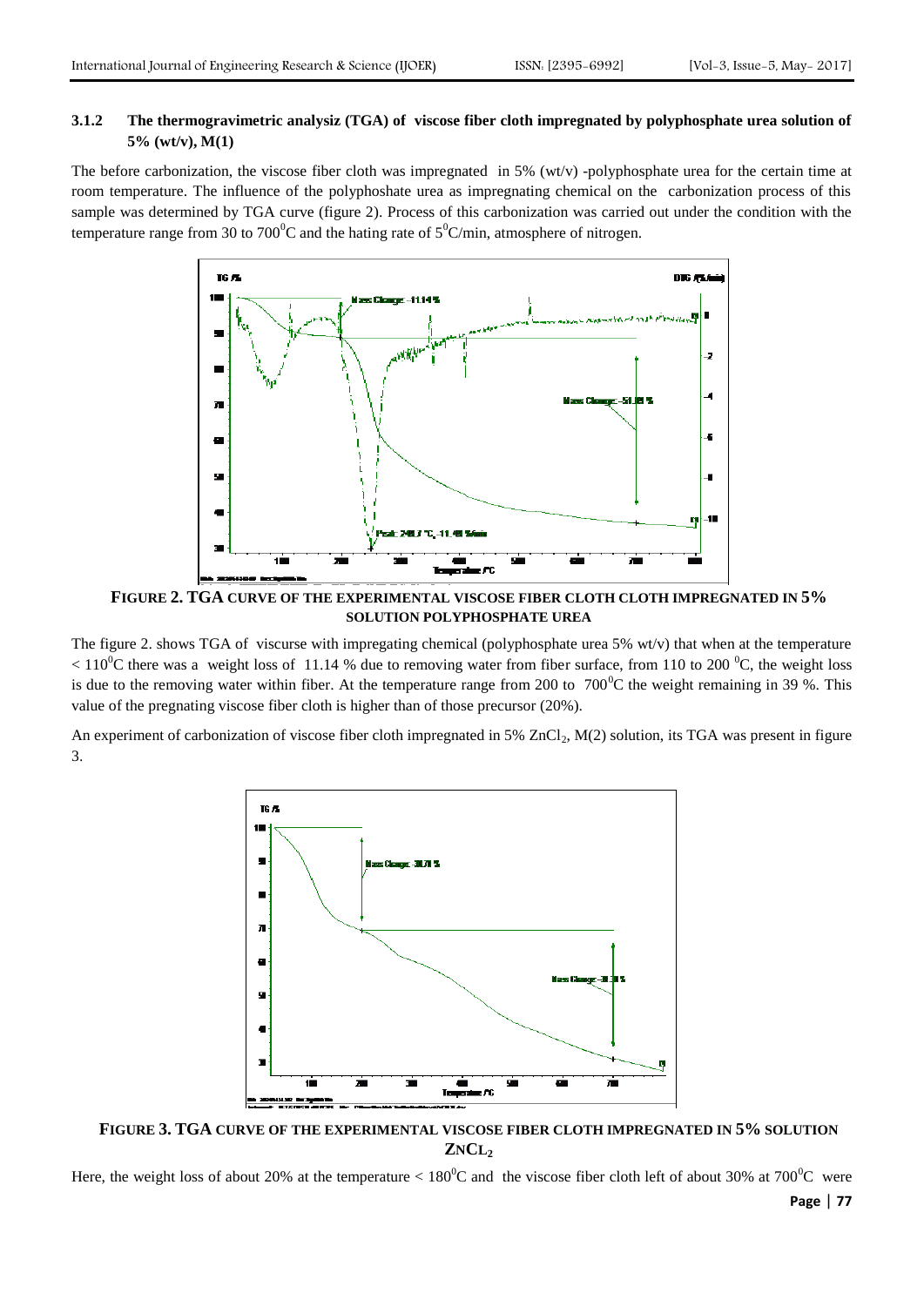### 3.1.2 The thermogravimetric analysiz (TGA) of viscose fiber cloth impregnated by polyphosphate urea solution of 5% (wt/v), M(1)

The before carbonization, the viscose fiber cloth was impregnated in 5% (wt/v) -polyphosphate urea for the certain time at room temperature. The influence of the polyphoshate urea as impregnating chemical on the carbonization process of this sample was determined by TGA curve (figure 2). Process of this carbonization was carried out under the condition with the temperature range from 30 to $700^0$C and the hating rate of $5^0$C/min, atmosphere of nitrogen.

**FIGURE 2. TGA CURVE OF THE EXPERIMENTAL VISCOSE FIBER CLOTH CLOTH IMPREGNATED IN 5% SOLUTION POLYPHOSPHATE UREA**

The figure 2. shows TGA of viscurse with impregating chemical (polyphosphate urea 5% wt/v) that when at the temperature $< 110^0$C there was a weight loss of 11.14 % due to removing water from fiber surface, from 110 to 200 $^0$C, the weight loss is due to the removing water within fiber. At the temperature range from 200 to $700^0$C the weight remaining in 39 %. This value of the pregnating viscose fiber cloth is higher than of those precursor (20%).

An experiment of carbonization of viscose fiber cloth impregnated in 5% $ZnCl_2$, M(2) solution, its TGA was present in figure 3.

**FIGURE 3. TGA CURVE OF THE EXPERIMENTAL VISCOSE FIBER CLOTH IMPREGNATED IN 5% SOLUTION $ZnCl_2$**

Here, the weight loss of about 20% at the temperature $< 180^0$C and the viscose fiber cloth left of about 30% at $700^0$C were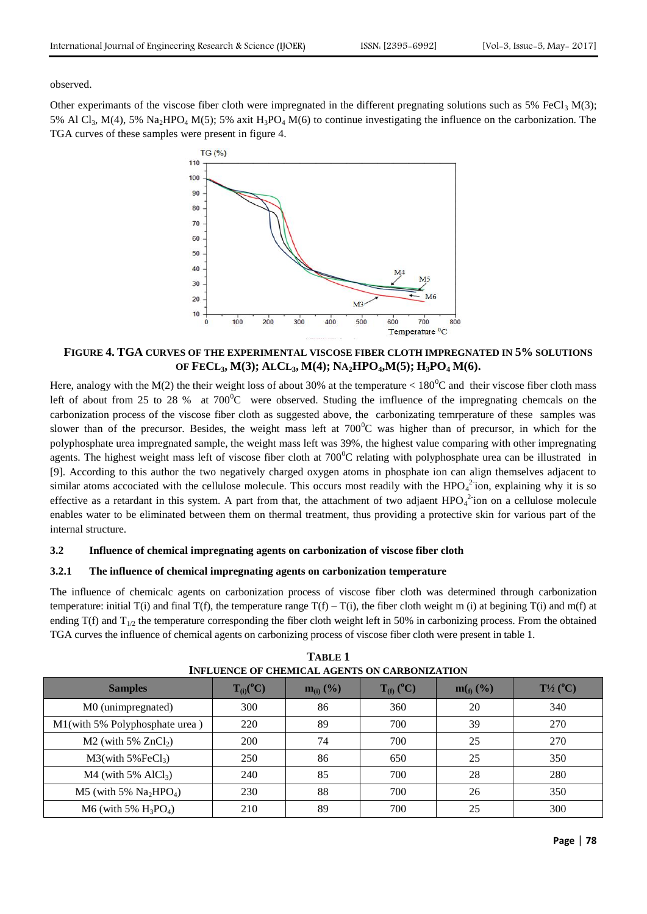observed.

Other experimants of the viscose fiber cloth were impregnated in the different pregnating solutions such as 5% $FeCl_3$ M(3); 5% Al $Cl_3$, M(4), 5% $Na_2HPO_4$ M(5); 5% axit $H_3PO_4$ M(6) to continue investigating the influence on the carbonization. The TGA curves of these samples were present in figure 4.

**FIGURE 4. TGA CURVES OF THE EXPERIMENTAL VISCOSE FIBER CLOTH IMPREGNATED IN 5% SOLUTIONS OF $FeCl_3$, M(3); $AlCl_3$, M(4); $Na_2HPO_4$,M(5); $H_3PO_4$ M(6).**

Here, analogy with the M(2) the their weight loss of about 30% at the temperature < $180^0$C and their viscose fiber cloth mass left of about from 25 to 28 % at $700^0$C were observed. Studing the imfluence of the impregnating chemcals on the carbonization process of the viscose fiber cloth as suggested above, the carbonizating temrperature of these samples was slower than of the precursor. Besides, the weight mass left at $700^0$C was higher than of precursor, in which for the polyphosphate urea impregnated sample, the weight mass left was 39%, the highest value comparing with other impregnating agents. The highest weight mass left of viscose fiber cloth at $700^0$C relating with polyphosphate urea can be illustrated in [9]. According to this author the two negatively charged oxygen atoms in phosphate ion can align themselves adjacent to similar atoms accociated with the cellulose molecule. This occurs most readily with the $HPO_4^{2-}$ion, explaining why it is so effective as a retardant in this system. A part from that, the attachment of two adjaent $HPO_4^{2-}$ion on a cellulose molecule enables water to be eliminated between them on thermal treatment, thus providing a protective skin for various part of the internal structure.

### 3.2 Influence of chemical impregnating agents on carbonization of viscose fiber cloth

#### 3.2.1 The influence of chemical impregnating agents on carbonization temperature

The influence of chemicalc agents on carbonization process of viscose fiber cloth was determined through carbonization temperature: initial T(i) and final T(f), the temperature range T(f) – T(i), the fiber cloth weight m (i) at begining T(i) and m(f) at ending T(f) and $T_{1/2}$ the temperature corresponding the fiber cloth weight left in 50% in carbonizing process. From the obtained TGA curves the influence of chemical agents on carbonizing process of viscose fiber cloth were present in table 1.

**TABLE 1**
**INFLUENCE OF CHEMICAL AGENTS ON CARBONIZATION**

| Samples | $T_{(i)}$($^o$C) | $m_{(i)}$ (%) | $T_{(f)}$ ($^o$C) | $m_{(f)}$ (%) | $T_{½}$ ($^o$C) |
|---|---|---|---|---|---|
| M0 (unimpregnated) | 300 | 86 | 360 | 20 | 340 |
| M1(with 5% Polyphosphate urea ) | 220 | 89 | 700 | 39 | 270 |
| M2 (with 5% $ZnCl_2$) | 200 | 74 | 700 | 25 | 270 |
| M3(with 5%$FeCl_3$) | 250 | 86 | 650 | 25 | 350 |
| M4 (with 5% $AlCl_3$) | 240 | 85 | 700 | 28 | 280 |
| M5 (with 5% $Na_2HPO_4$) | 230 | 88 | 700 | 26 | 350 |
| M6 (with 5% $H_3PO_4$) | 210 | 89 | 700 | 25 | 300 |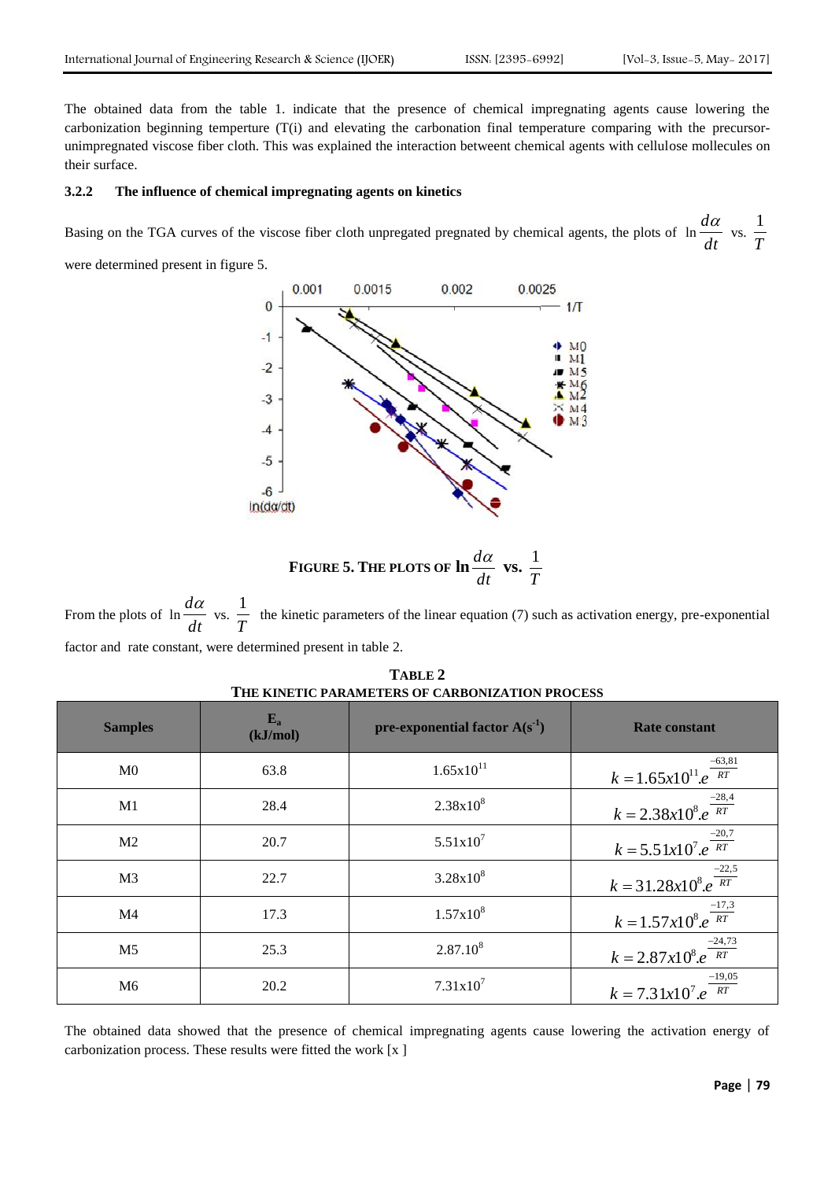The obtained data from the table 1. indicate that the presence of chemical impregnating agents cause lowering the carbonization beginning temperture (T(i) and elevating the carbonation final temperature comparing with the precursor-unimpregnated viscose fiber cloth. This was explained the interaction betweent chemical agents with cellulose mollecules on their surface.

### 3.2.2 The influence of chemical impregnating agents on kinetics

Basing on the TGA curves of the viscose fiber cloth unpregated pregnated by chemical agents, the plots of $\ln \frac{d\alpha}{dt}$ vs. $\frac{1}{T}$ were determined present in figure 5.

**FIGURE 5. THE PLOTS OF $\ln \frac{d\alpha}{dt}$ VS. $\frac{1}{T}$**

From the plots of $\ln \frac{d\alpha}{dt}$ vs. $\frac{1}{T}$ the kinetic parameters of the linear equation (7) such as activation energy, pre-exponential factor and rate constant, were determined present in table 2.

**TABLE 2**
**THE KINETIC PARAMETERS OF CARBONIZATION PROCESS**

| Samples | $E_a$ (kJ/mol) | pre-exponential factor A($s^{-1}$) | Rate constant |
|---|---|---|---|
| M0 | 63.8 | $1.65 x 10^{11}$ | $k = 1.65x10^{11}.e^{\frac{-63,81}{RT}}$ |
| M1 | 28.4 | $2.38 x 10^{8}$ | $k = 2.38x10^{8}.e^{\frac{-28,4}{RT}}$ |
| M2 | 20.7 | $5.51 x 10^{7}$ | $k = 5.51x10^{7}.e^{\frac{-20,7}{RT}}$ |
| M3 | 22.7 | $3.28 x 10^{8}$ | $k = 31.28x10^{8}.e^{\frac{-22,5}{RT}}$ |
| M4 | 17.3 | $1.57 x 10^{8}$ | $k = 1.57x10^{8}.e^{\frac{-17,3}{RT}}$ |
| M5 | 25.3 | $2.87.10^{8}$ | $k = 2.87x10^{8}.e^{\frac{-24,73}{RT}}$ |
| M6 | 20.2 | $7.31 x 10^{7}$ | $k = 7.31x10^{7}.e^{\frac{-19,05}{RT}}$ |

The obtained data showed that the presence of chemical impregnating agents cause lowering the activation energy of carbonization process. These results were fitted the work [x ]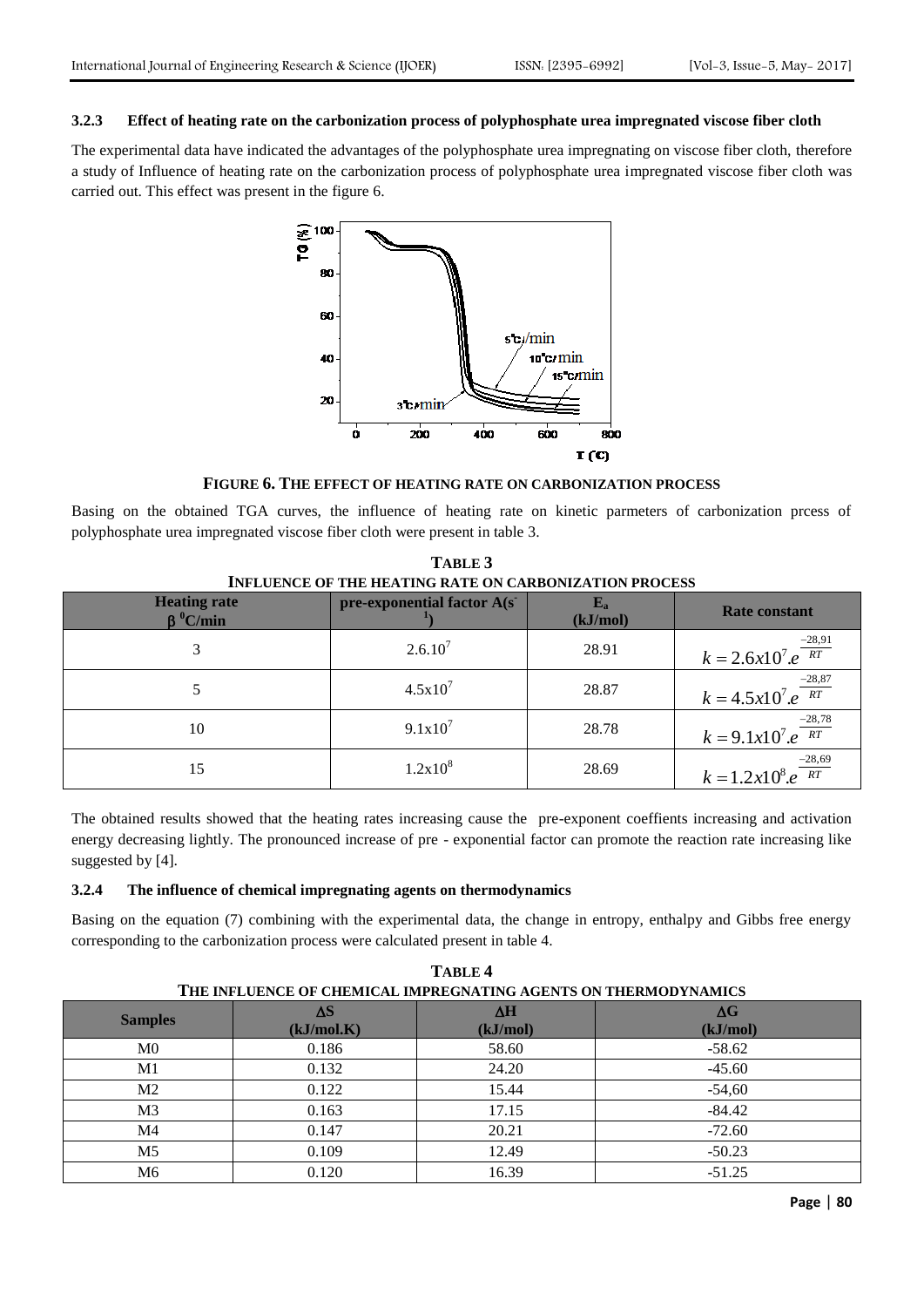#### 3.2.3 Effect of heating rate on the carbonization process of polyphosphate urea impregnated viscose fiber cloth

The experimental data have indicated the advantages of the polyphosphate urea impregnating on viscose fiber cloth, therefore a study of Influence of heating rate on the carbonization process of polyphosphate urea impregnated viscose fiber cloth was carried out. This effect was present in the figure 6.

**FIGURE 6. THE EFFECT OF HEATING RATE ON CARBONIZATION PROCESS**

Basing on the obtained TGA curves, the influence of heating rate on kinetic parmeters of carbonization prcess of polyphosphate urea impregnated viscose fiber cloth were present in table 3.

**TABLE 3**
**INFLUENCE OF THE HEATING RATE ON CARBONIZATION PROCESS**

| Heating rate β $^0$C/min | pre-exponential factor A($s^{-1}$) | $E_a$ (kJ/mol) | Rate constant |
|---|---|---|---|
| 3 | $2.6.10^7$ | 28.91 | $k = 2.6x10^7.e^{\frac{-28,91}{RT}}$ |
| 5 | $4.5x10^7$ | 28.87 | $k = 4.5x10^7.e^{\frac{-28,87}{RT}}$ |
| 10 | $9.1x10^7$ | 28.78 | $k = 9.1x10^7.e^{\frac{-28,78}{RT}}$ |
| 15 | $1.2x10^8$ | 28.69 | $k = 1.2x10^8.e^{\frac{-28,69}{RT}}$ |

The obtained results showed that the heating rates increasing cause the pre-exponent coeffients increasing and activation energy decreasing lightly. The pronounced increase of pre - exponential factor can promote the reaction rate increasing like suggested by [4].

#### 3.2.4 The influence of chemical impregnating agents on thermodynamics

Basing on the equation (7) combining with the experimental data, the change in entropy, enthalpy and Gibbs free energy corresponding to the carbonization process were calculated present in table 4.

**TABLE 4**
**THE INFLUENCE OF CHEMICAL IMPREGNATING AGENTS ON THERMODYNAMICS**

| Samples | ΔS (kJ/mol.K) | ΔH (kJ/mol) | ΔG (kJ/mol) |
|---|---|---|---|
| M0 | 0.186 | 58.60 | -58.62 |
| M1 | 0.132 | 24.20 | -45.60 |
| M2 | 0.122 | 15.44 | -54,60 |
| M3 | 0.163 | 17.15 | -84.42 |
| M4 | 0.147 | 20.21 | -72.60 |
| M5 | 0.109 | 12.49 | -50.23 |
| M6 | 0.120 | 16.39 | -51.25 |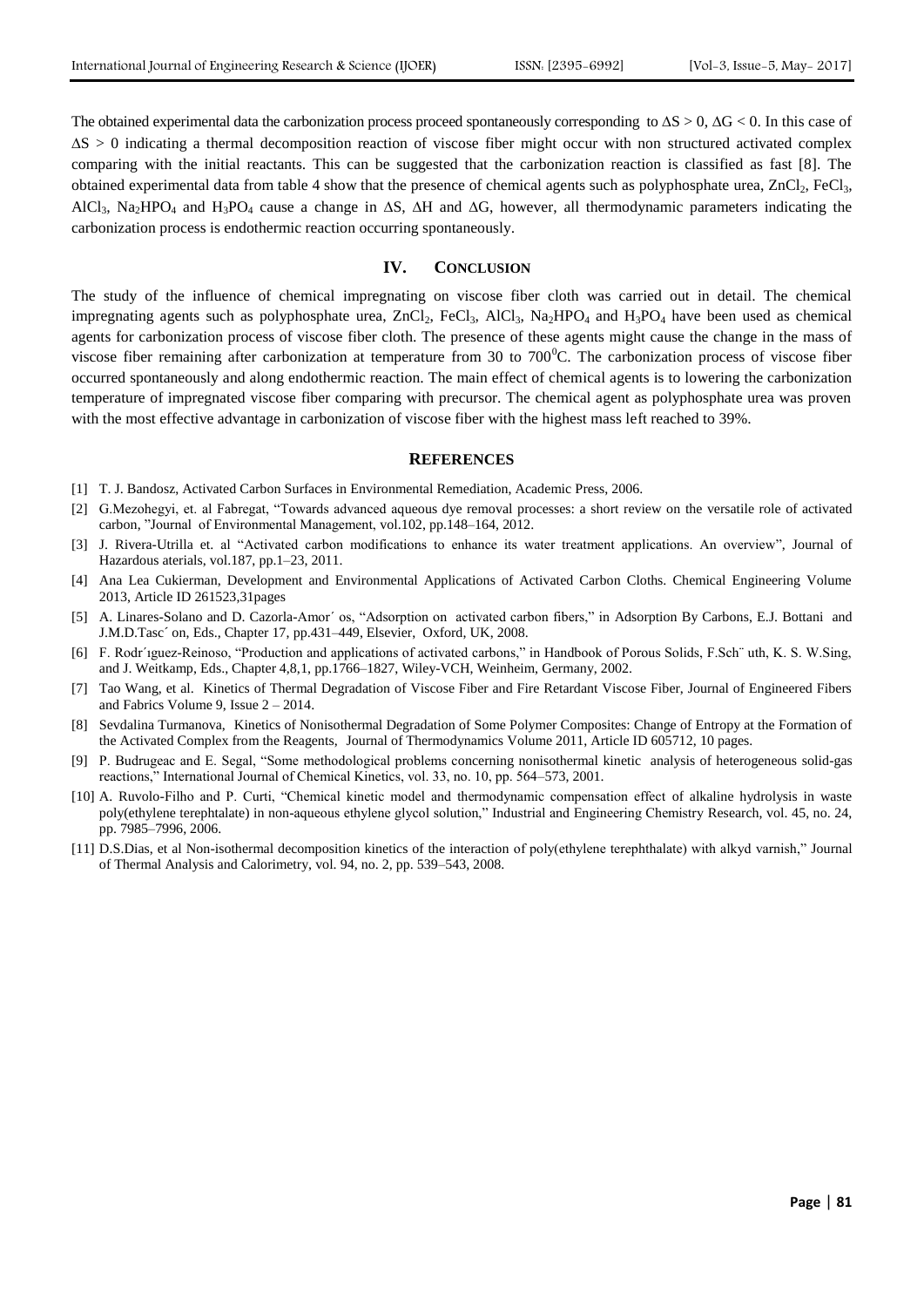The obtained experimental data the carbonization process proceed spontaneously corresponding to $\Delta S > 0$, $\Delta G < 0$. In this case of $\Delta S > 0$ indicating a thermal decomposition reaction of viscose fiber might occur with non structured activated complex comparing with the initial reactants. This can be suggested that the carbonization reaction is classified as fast [8]. The obtained experimental data from table 4 show that the presence of chemical agents such as polyphosphate urea, $ZnCl_2$, $FeCl_3$, $AlCl_3$, $Na_2HPO_4$ and $H_3PO_4$ cause a change in $\Delta S$, $\Delta H$ and $\Delta G$, however, all thermodynamic parameters indicating the carbonization process is endothermic reaction occurring spontaneously.

## IV. CONCLUSION

The study of the influence of chemical impregnating on viscose fiber cloth was carried out in detail. The chemical impregnating agents such as polyphosphate urea, $ZnCl_2$, $FeCl_3$, $AlCl_3$, $Na_2HPO_4$ and $H_3PO_4$ have been used as chemical agents for carbonization process of viscose fiber cloth. The presence of these agents might cause the change in the mass of viscose fiber remaining after carbonization at temperature from 30 to $700^0$C. The carbonization process of viscose fiber occurred spontaneously and along endothermic reaction. The main effect of chemical agents is to lowering the carbonization temperature of impregnated viscose fiber comparing with precursor. The chemical agent as polyphosphate urea was proven with the most effective advantage in carbonization of viscose fiber with the highest mass left reached to 39%.

## REFERENCES

[1] T. J. Bandosz, Activated Carbon Surfaces in Environmental Remediation, Academic Press, 2006.

[2] G.Mezohegyi, et. al Fabregat, "Towards advanced aqueous dye removal processes: a short review on the versatile role of activated carbon, "Journal of Environmental Management, vol.102, pp.148–164, 2012.

[3] J. Rivera-Utrilla et. al "Activated carbon modifications to enhance its water treatment applications. An overview", Journal of Hazardous aterials, vol.187, pp.1–23, 2011.

[4] Ana Lea Cukierman, Development and Environmental Applications of Activated Carbon Cloths. Chemical Engineering Volume 2013, Article ID 261523,31pages

[5] A. Linares-Solano and D. Cazorla-Amor´ os, "Adsorption on activated carbon fibers," in Adsorption By Carbons, E.J. Bottani and J.M.D.Tasc´ on, Eds., Chapter 17, pp.431–449, Elsevier, Oxford, UK, 2008.

[6] F. Rodr´ıguez-Reinoso, "Production and applications of activated carbons," in Handbook of Porous Solids, F.Sch¨ uth, K. S. W.Sing, and J. Weitkamp, Eds., Chapter 4,8,1, pp.1766–1827, Wiley-VCH, Weinheim, Germany, 2002.

[7] Tao Wang, et al. Kinetics of Thermal Degradation of Viscose Fiber and Fire Retardant Viscose Fiber, Journal of Engineered Fibers and Fabrics Volume 9, Issue 2 – 2014.

[8] Sevdalina Turmanova, Kinetics of Nonisothermal Degradation of Some Polymer Composites: Change of Entropy at the Formation of the Activated Complex from the Reagents, Journal of Thermodynamics Volume 2011, Article ID 605712, 10 pages.

[9] P. Budrugeac and E. Segal, "Some methodological problems concerning nonisothermal kinetic analysis of heterogeneous solid-gas reactions," International Journal of Chemical Kinetics, vol. 33, no. 10, pp. 564–573, 2001.

[10] A. Ruvolo-Filho and P. Curti, "Chemical kinetic model and thermodynamic compensation effect of alkaline hydrolysis in waste poly(ethylene terephtalate) in non-aqueous ethylene glycol solution," Industrial and Engineering Chemistry Research, vol. 45, no. 24, pp. 7985–7996, 2006.

[11] D.S.Dias, et al Non-isothermal decomposition kinetics of the interaction of poly(ethylene terephthalate) with alkyd varnish," Journal of Thermal Analysis and Calorimetry, vol. 94, no. 2, pp. 539–543, 2008.